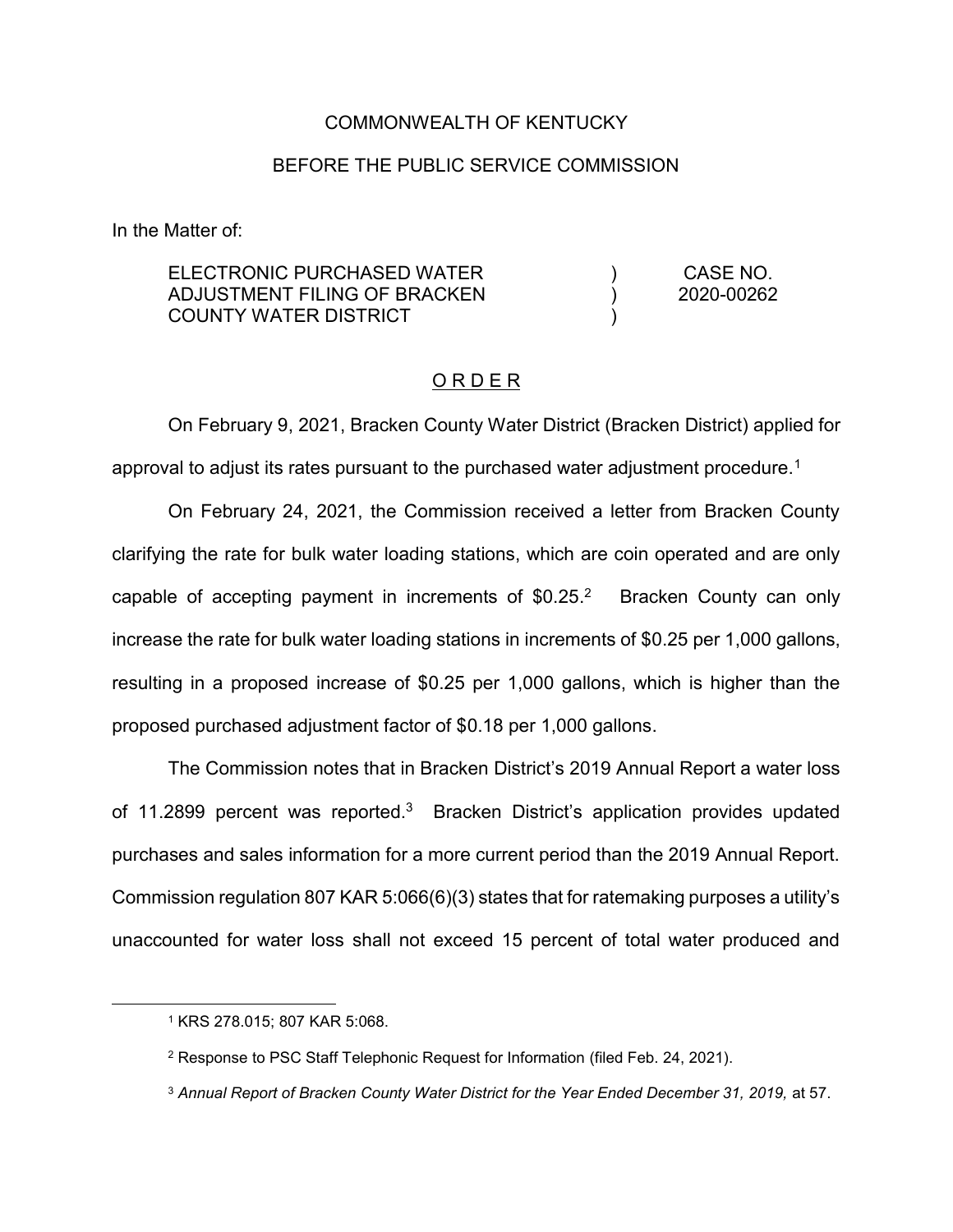COMMONWEALTH OF KENTUCKY

BEFORE THE PUBLIC SERVICE COMMISSION

In the Matter of:

| | | |
|---|---|---|
| ELECTRONIC PURCHASED WATER ADJUSTMENT FILING OF BRACKEN COUNTY WATER DISTRICT | ) ) ) | CASE NO. 2020-00262 |

## O R D E R

On February 9, 2021, Bracken County Water District (Bracken District) applied for approval to adjust its rates pursuant to the purchased water adjustment procedure.[1]

On February 24, 2021, the Commission received a letter from Bracken County clarifying the rate for bulk water loading stations, which are coin operated and are only capable of accepting payment in increments of $0.25.[2] Bracken County can only increase the rate for bulk water loading stations in increments of $0.25 per 1,000 gallons, resulting in a proposed increase of $0.25 per 1,000 gallons, which is higher than the proposed purchased adjustment factor of $0.18 per 1,000 gallons.

The Commission notes that in Bracken District's 2019 Annual Report a water loss of 11.2899 percent was reported.[3] Bracken District's application provides updated purchases and sales information for a more current period than the 2019 Annual Report. Commission regulation 807 KAR 5:066(6)(3) states that for ratemaking purposes a utility's unaccounted for water loss shall not exceed 15 percent of total water produced and

---

[1] KRS 278.015; 807 KAR 5:068.

[2] Response to PSC Staff Telephonic Request for Information (filed Feb. 24, 2021).

[3] *Annual Report of Bracken County Water District for the Year Ended December 31, 2019,* at 57.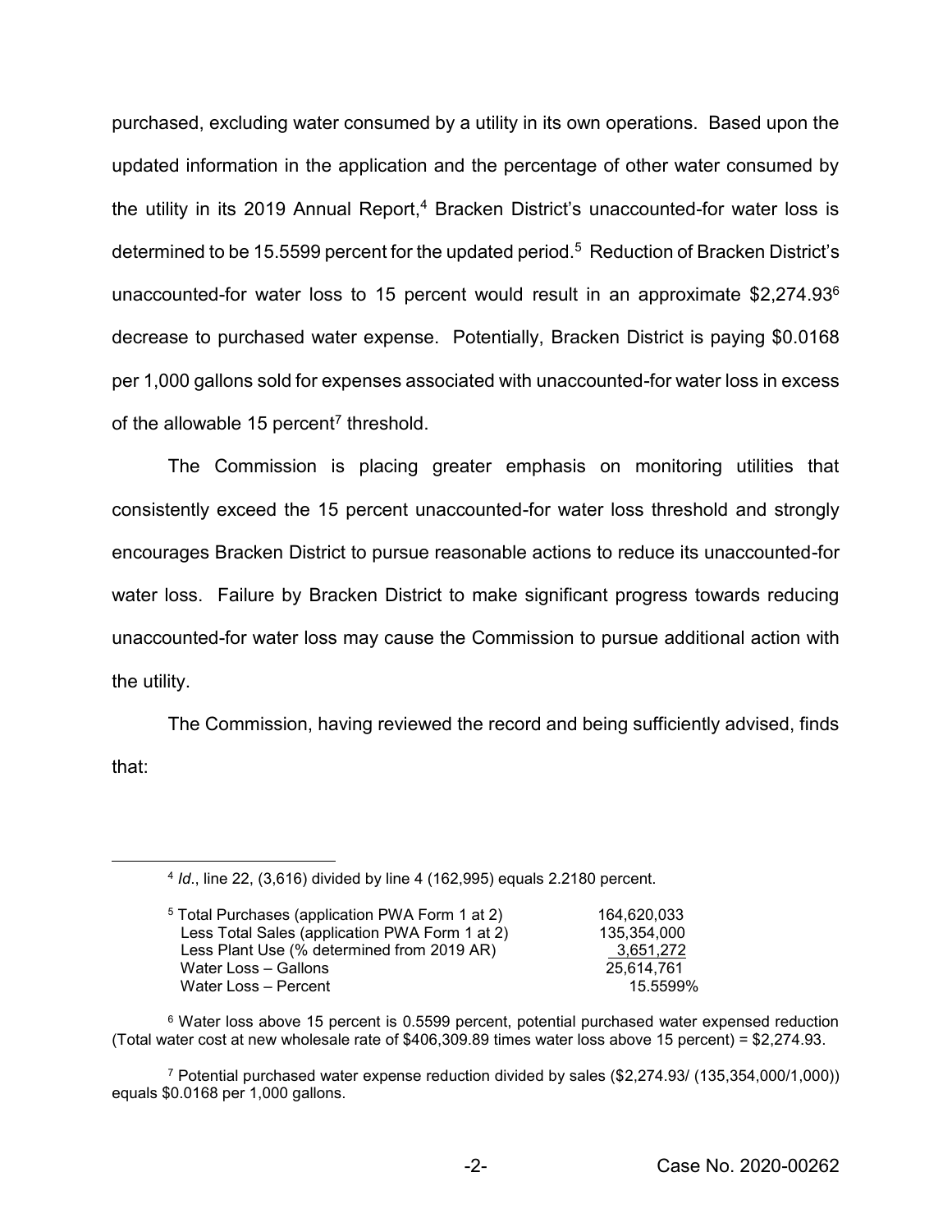purchased, excluding water consumed by a utility in its own operations. Based upon the updated information in the application and the percentage of other water consumed by the utility in its 2019 Annual Report,[4] Bracken District's unaccounted-for water loss is determined to be 15.5599 percent for the updated period.[5] Reduction of Bracken District's unaccounted-for water loss to 15 percent would result in an approximate $2,274.93[6] decrease to purchased water expense. Potentially, Bracken District is paying $0.0168 per 1,000 gallons sold for expenses associated with unaccounted-for water loss in excess of the allowable 15 percent[7] threshold.

The Commission is placing greater emphasis on monitoring utilities that consistently exceed the 15 percent unaccounted-for water loss threshold and strongly encourages Bracken District to pursue reasonable actions to reduce its unaccounted-for water loss. Failure by Bracken District to make significant progress towards reducing unaccounted-for water loss may cause the Commission to pursue additional action with the utility.

The Commission, having reviewed the record and being sufficiently advised, finds that:

---

[4] *Id*., line 22, (3,616) divided by line 4 (162,995) equals 2.2180 percent.

[5]

| | |
|---|---|
| Total Purchases (application PWA Form 1 at 2) | 164,620,033 |
| Less Total Sales (application PWA Form 1 at 2) | 135,354,000 |
| Less Plant Use (% determined from 2019 AR) | 3,651,272 |
| Water Loss – Gallons | 25,614,761 |
| Water Loss – Percent | 15.5599% |

[6] Water loss above 15 percent is 0.5599 percent, potential purchased water expensed reduction (Total water cost at new wholesale rate of $406,309.89 times water loss above 15 percent) = $2,274.93.

[7] Potential purchased water expense reduction divided by sales ($2,274.93/ (135,354,000/1,000)) equals $0.0168 per 1,000 gallons.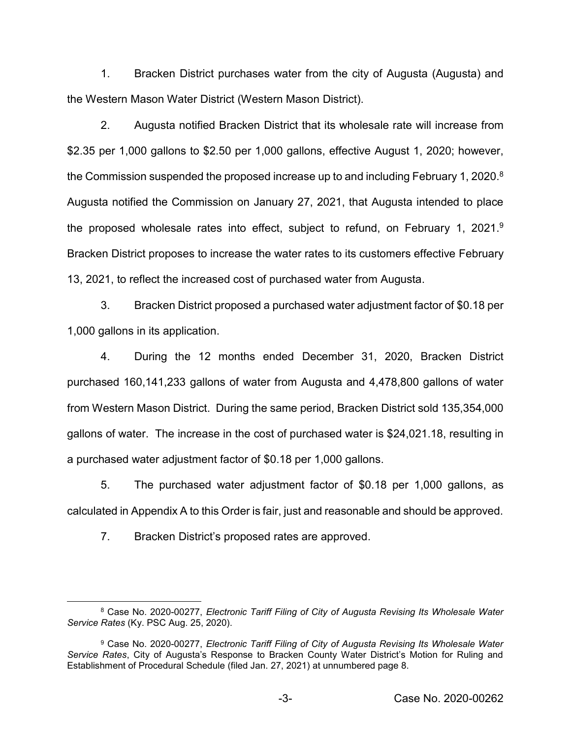1. Bracken District purchases water from the city of Augusta (Augusta) and the Western Mason Water District (Western Mason District).

2. Augusta notified Bracken District that its wholesale rate will increase from $2.35 per 1,000 gallons to $2.50 per 1,000 gallons, effective August 1, 2020; however, the Commission suspended the proposed increase up to and including February 1, 2020.[8] Augusta notified the Commission on January 27, 2021, that Augusta intended to place the proposed wholesale rates into effect, subject to refund, on February 1, 2021.[9] Bracken District proposes to increase the water rates to its customers effective February 13, 2021, to reflect the increased cost of purchased water from Augusta.

3. Bracken District proposed a purchased water adjustment factor of $0.18 per 1,000 gallons in its application.

4. During the 12 months ended December 31, 2020, Bracken District purchased 160,141,233 gallons of water from Augusta and 4,478,800 gallons of water from Western Mason District. During the same period, Bracken District sold 135,354,000 gallons of water. The increase in the cost of purchased water is $24,021.18, resulting in a purchased water adjustment factor of $0.18 per 1,000 gallons.

5. The purchased water adjustment factor of $0.18 per 1,000 gallons, as calculated in Appendix A to this Order is fair, just and reasonable and should be approved.

7. Bracken District's proposed rates are approved.

---

[8] Case No. 2020-00277, *Electronic Tariff Filing of City of Augusta Revising Its Wholesale Water Service Rates* (Ky. PSC Aug. 25, 2020).

[9] Case No. 2020-00277, *Electronic Tariff Filing of City of Augusta Revising Its Wholesale Water Service Rates*, City of Augusta's Response to Bracken County Water District's Motion for Ruling and Establishment of Procedural Schedule (filed Jan. 27, 2021) at unnumbered page 8.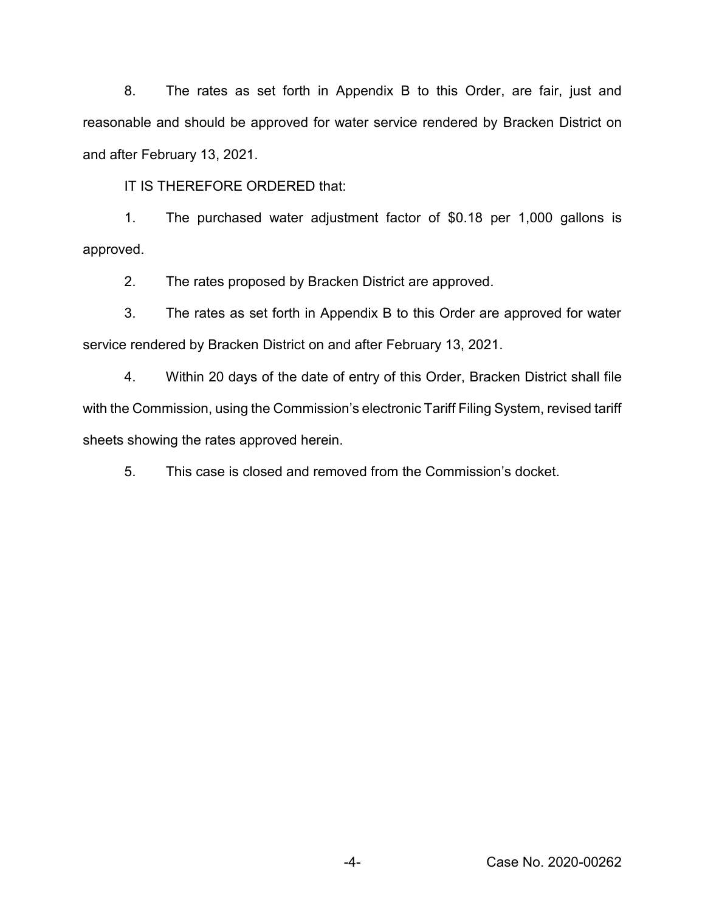8. The rates as set forth in Appendix B to this Order, are fair, just and reasonable and should be approved for water service rendered by Bracken District on and after February 13, 2021.

IT IS THEREFORE ORDERED that:

1. The purchased water adjustment factor of $0.18 per 1,000 gallons is approved.

2. The rates proposed by Bracken District are approved.

3. The rates as set forth in Appendix B to this Order are approved for water service rendered by Bracken District on and after February 13, 2021.

4. Within 20 days of the date of entry of this Order, Bracken District shall file with the Commission, using the Commission's electronic Tariff Filing System, revised tariff sheets showing the rates approved herein.

5. This case is closed and removed from the Commission's docket.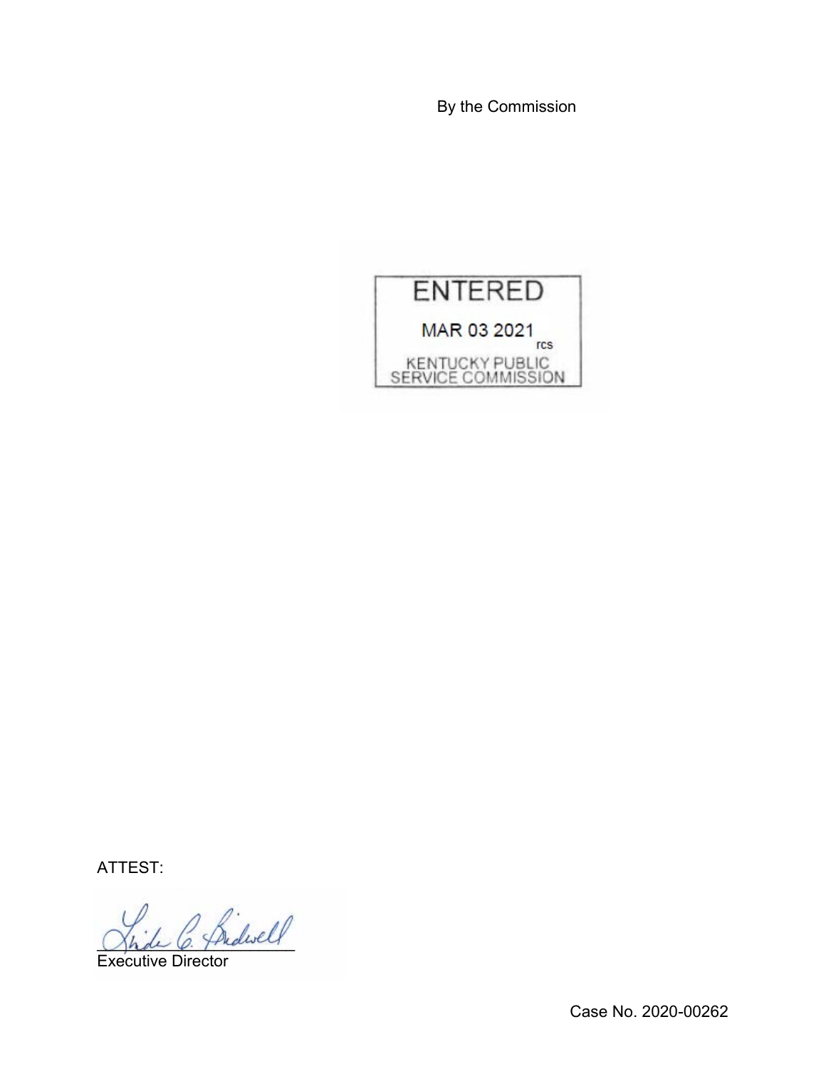By the Commission

ENTERED

MAR 03 2021

rcs

KENTUCKY PUBLIC SERVICE COMMISSION

ATTEST:

Executive Director

Case No. 2020-00262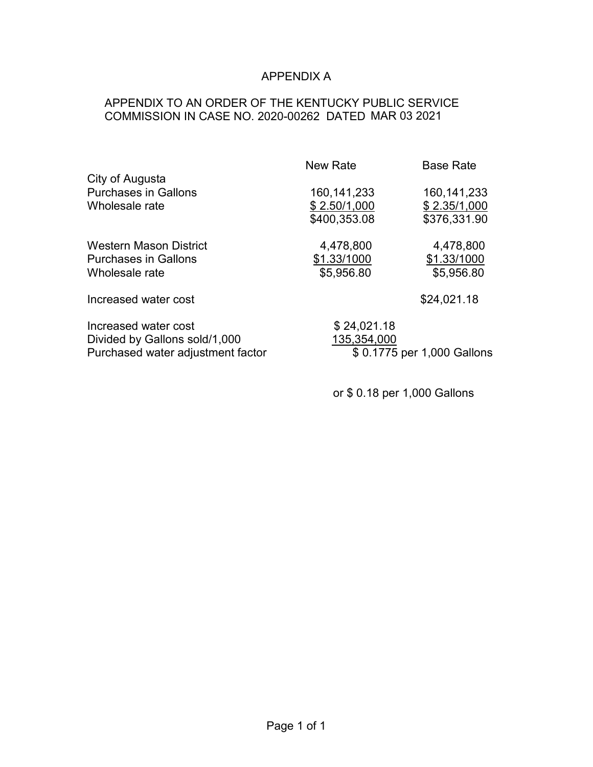# APPENDIX A

APPENDIX TO AN ORDER OF THE KENTUCKY PUBLIC SERVICE COMMISSION IN CASE NO. 2020-00262 DATED MAR 03 2021

| | New Rate | Base Rate |
|---|---|---|
| City of Augusta | | |
| Purchases in Gallons | 160,141,233 | 160,141,233 |
| Wholesale rate | $ 2.50/1,000 | $ 2.35/1,000 |
| | $400,353.08 | $376,331.90 |
| | | |
| Western Mason District | 4,478,800 | 4,478,800 |
| Purchases in Gallons | $1.33/1000 | $1.33/1000 |
| Wholesale rate | $5,956.80 | $5,956.80 |
| | | |
| Increased water cost | | $24,021.18 |

| | |
|---|---|
| Increased water cost | $ 24,021.18 |
| Divided by Gallons sold/1,000 | 135,354,000 |
| Purchased water adjustment factor | $ 0.1775 per 1,000 Gallons |

or $ 0.18 per 1,000 Gallons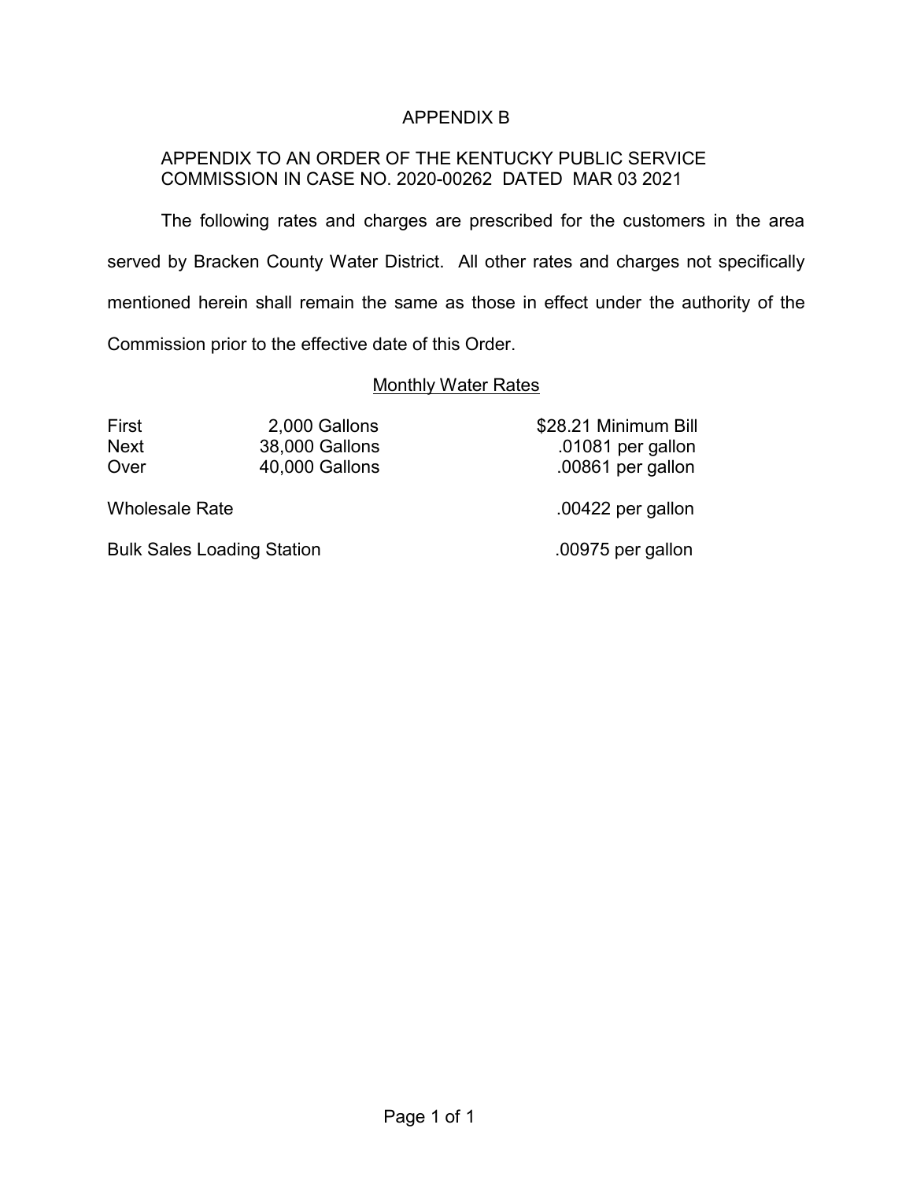# APPENDIX B

APPENDIX TO AN ORDER OF THE KENTUCKY PUBLIC SERVICE COMMISSION IN CASE NO. 2020-00262 DATED MAR 03 2021

The following rates and charges are prescribed for the customers in the area served by Bracken County Water District. All other rates and charges not specifically mentioned herein shall remain the same as those in effect under the authority of the Commission prior to the effective date of this Order.

## Monthly Water Rates

| | | |
|---|---|---|
| First | 2,000 Gallons | $28.21 Minimum Bill |
| Next | 38,000 Gallons | .01081 per gallon |
| Over | 40,000 Gallons | .00861 per gallon |
| Wholesale Rate | | .00422 per gallon |
| Bulk Sales Loading Station | | .00975 per gallon |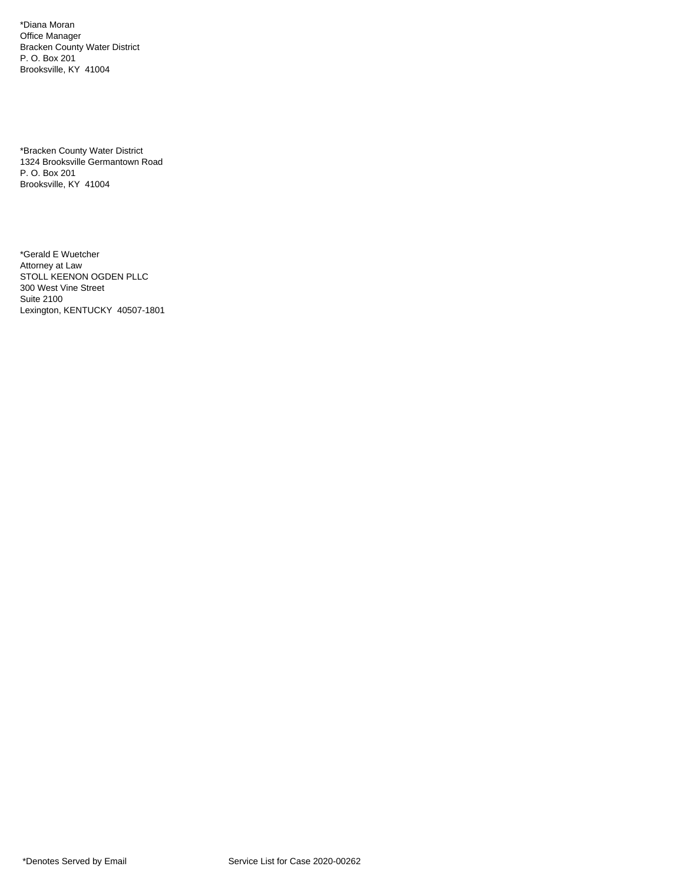*Diana Moran
Office Manager
Bracken County Water District
P. O. Box 201
Brooksville, KY  41004

*Bracken County Water District
1324 Brooksville Germantown Road
P. O. Box 201
Brooksville, KY  41004

*Gerald E Wuetcher
Attorney at Law
STOLL KEENON OGDEN PLLC
300 West Vine Street
Suite 2100
Lexington, KENTUCKY  40507-1801

*Denotes Served by Email

Service List for Case 2020-00262